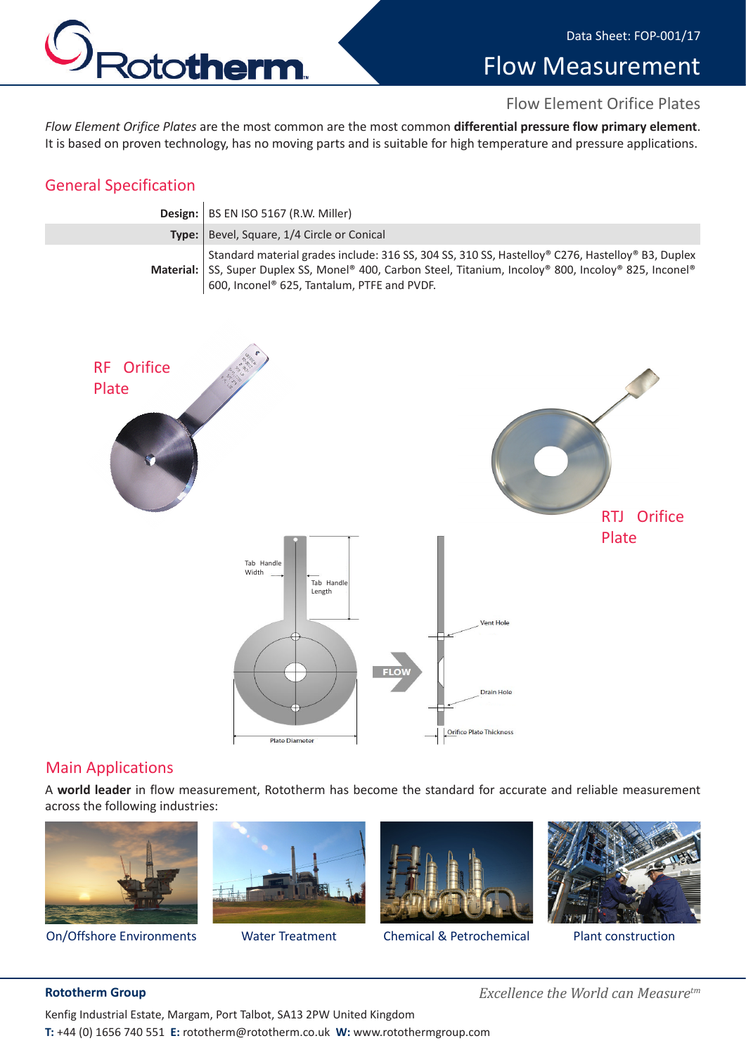# Flow Measurement

Data Sheet: FOP-001/17

## Flow Element Orifice Plates

*Flow Element Orifice Plates* are the most common are the most common **differential pressure flow primary element**. It is based on proven technology, has no moving parts and is suitable for high temperature and pressure applications.

## General Specification

| | |
|---|---|
| **Design:** | BS EN ISO 5167 (R.W. Miller) |
| **Type:** | Bevel, Square, 1/4 Circle or Conical |
| **Material:** | Standard material grades include: 316 SS, 304 SS, 310 SS, Hastelloy® C276, Hastelloy® B3, Duplex SS, Super Duplex SS, Monel® 400, Carbon Steel, Titanium, Incoloy® 800, Incoloy® 825, Inconel® 600, Inconel® 625, Tantalum, PTFE and PVDF. |

RF Orifice Plate

RTJ Orifice Plate

Tab Handle Width

Tab Handle Length

FLOW

Vent Hole

Drain Hole

Plate Diameter

Orifice Plate Thickness

## Main Applications

A **world leader** in flow measurement, Rototherm has become the standard for accurate and reliable measurement across the following industries:

On/Offshore Environments

Water Treatment

Chemical & Petrochemical

Plant construction

**Rototherm Group**

*Excellence the World can Measure™*

Kenfig Industrial Estate, Margam, Port Talbot, SA13 2PW United Kingdom

**T:** +44 (0) 1656 740 551 **E:** rototherm@rototherm.co.uk **W:** www.rotothermgroup.com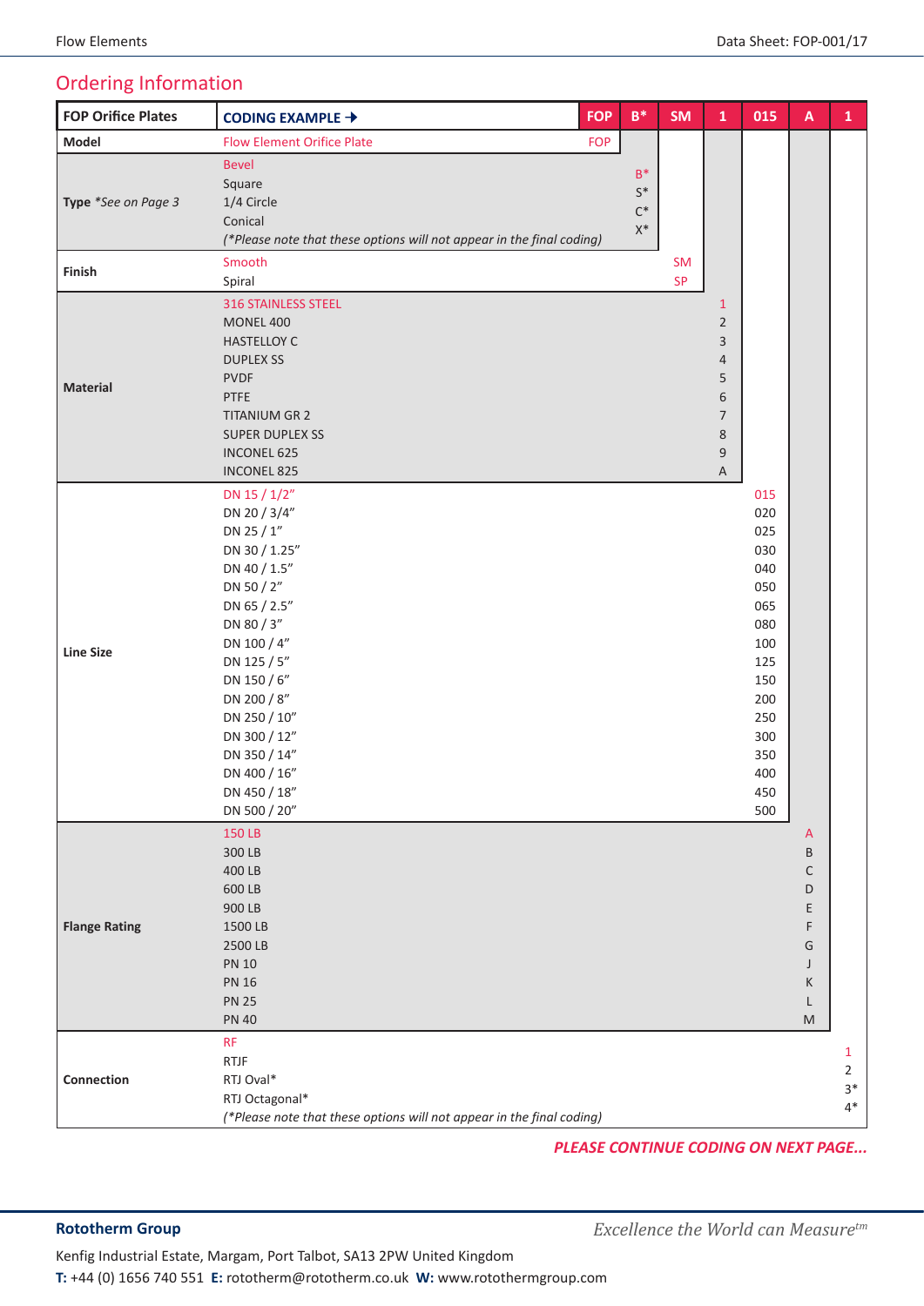## Ordering Information

| FOP Orifice Plates | CODING EXAMPLE → | FOP | B* | SM | 1 | 015 | A | 1 |
|---|---|---|---|---|---|---|---|---|
| Model | Flow Element Orifice Plate | FOP | | | | | | |
| Type *See on Page 3* | Bevel | | B* | | | | | |
| | Square | | S* | | | | | |
| | 1/4 Circle | | C* | | | | | |
| | Conical | | X* | | | | | |
| | *(*Please note that these options will not appear in the final coding)* | | | | | | | |
| Finish | Smooth | | | SM | | | | |
| | Spiral | | | SP | | | | |
| Material | 316 STAINLESS STEEL | | | | 1 | | | |
| | MONEL 400 | | | | 2 | | | |
| | HASTELLOY C | | | | 3 | | | |
| | DUPLEX SS | | | | 4 | | | |
| | PVDF | | | | 5 | | | |
| | PTFE | | | | 6 | | | |
| | TITANIUM GR 2 | | | | 7 | | | |
| | SUPER DUPLEX SS | | | | 8 | | | |
| | INCONEL 625 | | | | 9 | | | |
| | INCONEL 825 | | | | A | | | |
| Line Size | DN 15 / 1/2" | | | | | 015 | | |
| | DN 20 / 3/4" | | | | | 020 | | |
| | DN 25 / 1" | | | | | 025 | | |
| | DN 30 / 1.25" | | | | | 030 | | |
| | DN 40 / 1.5" | | | | | 040 | | |
| | DN 50 / 2" | | | | | 050 | | |
| | DN 65 / 2.5" | | | | | 065 | | |
| | DN 80 / 3" | | | | | 080 | | |
| | DN 100 / 4" | | | | | 100 | | |
| | DN 125 / 5" | | | | | 125 | | |
| | DN 150 / 6" | | | | | 150 | | |
| | DN 200 / 8" | | | | | 200 | | |
| | DN 250 / 10" | | | | | 250 | | |
| | DN 300 / 12" | | | | | 300 | | |
| | DN 350 / 14" | | | | | 350 | | |
| | DN 400 / 16" | | | | | 400 | | |
| | DN 450 / 18" | | | | | 450 | | |
| | DN 500 / 20" | | | | | 500 | | |
| Flange Rating | 150 LB | | | | | | A | |
| | 300 LB | | | | | | B | |
| | 400 LB | | | | | | C | |
| | 600 LB | | | | | | D | |
| | 900 LB | | | | | | E | |
| | 1500 LB | | | | | | F | |
| | 2500 LB | | | | | | G | |
| | PN 10 | | | | | | J | |
| | PN 16 | | | | | | K | |
| | PN 25 | | | | | | L | |
| | PN 40 | | | | | | M | |
| Connection | RF | | | | | | | 1 |
| | RTJF | | | | | | | 2 |
| | RTJ Oval* | | | | | | | 3* |
| | RTJ Octagonal* | | | | | | | 4* |
| | *(*Please note that these options will not appear in the final coding)* | | | | | | | |

***PLEASE CONTINUE CODING ON NEXT PAGE...***

**Rotortherm Group**

*Excellence the World can Measure™*

Kenfig Industrial Estate, Margam, Port Talbot, SA13 2PW United Kingdom

**T:** +44 (0) 1656 740 551 **E:** rototherm@rototherm.co.uk **W:** www.rotothermgroup.com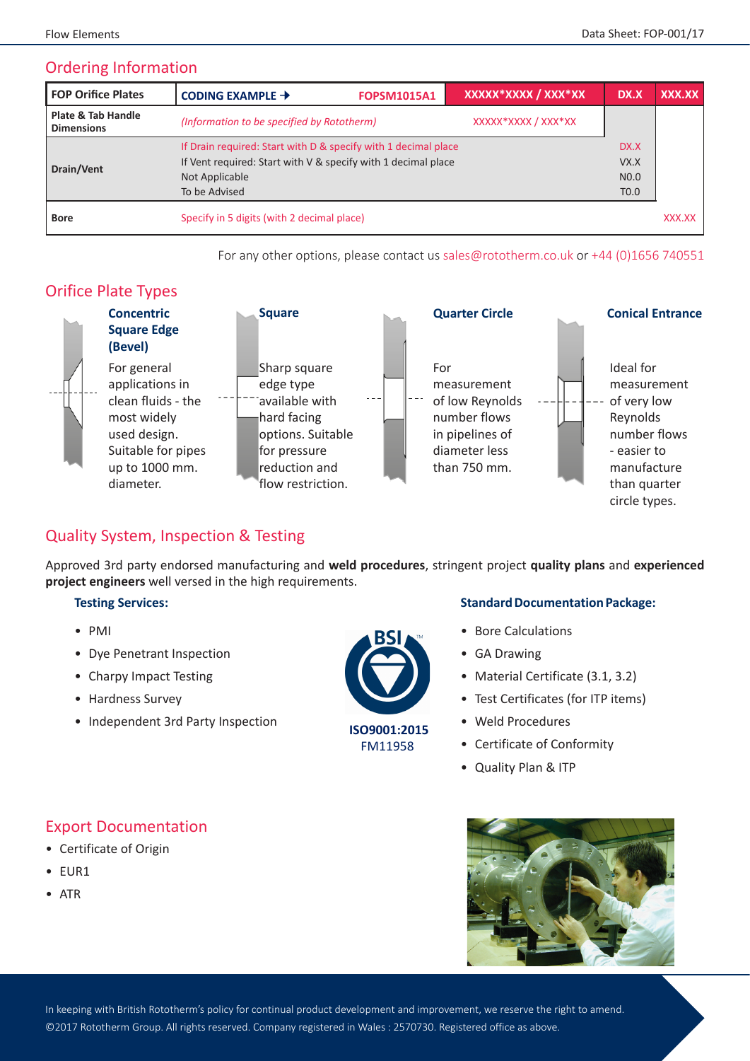## Ordering Information

| FOP Orifice Plates | CODING EXAMPLE → | FOPSM1015A1 | XXXXX*XXXX / XXX*XX | DX.X | XXX.XX |
|---|---|---|---|---|---|
| Plate & Tab Handle Dimensions | *(Information to be specified by Rototherm)* | | XXXXX*XXXX / XXX*XX | | |
| Drain/Vent | If Drain required: Start with D & specify with 1 decimal place | | | DX.X | |
| | If Vent required: Start with V & specify with 1 decimal place | | | VX.X | |
| | Not Applicable | | | N0.0 | |
| | To be Advised | | | T0.0 | |
| Bore | Specify in 5 digits (with 2 decimal place) | | | | XXX.XX |

For any other options, please contact us sales@rototherm.co.uk or +44 (0)1656 740551

## Orifice Plate Types

**Concentric Square Edge (Bevel)**

For general applications in clean fluids - the most widely used design. Suitable for pipes up to 1000 mm. diameter.

**Square**

Sharp square edge type available with hard facing options. Suitable for pressure reduction and flow restriction.

**Quarter Circle**

For measurement of low Reynolds number flows in pipelines of diameter less than 750 mm.

**Conical Entrance**

Ideal for measurement of very low Reynolds number flows - easier to manufacture than quarter circle types.

## Quality System, Inspection & Testing

Approved 3rd party endorsed manufacturing and **weld procedures**, stringent project **quality plans** and **experienced project engineers** well versed in the high requirements.

**Testing Services:**

- PMI
- Dye Penetrant Inspection
- Charpy Impact Testing
- Hardness Survey
- Independent 3rd Party Inspection

**ISO9001:2015**
FM11958

**Standard Documentation Package:**

- Bore Calculations
- GA Drawing
- Material Certificate (3.1, 3.2)
- Test Certificates (for ITP items)
- Weld Procedures
- Certificate of Conformity
- Quality Plan & ITP

## Export Documentation

- Certificate of Origin
- EUR1
- ATR

In keeping with British Rototherm's policy for continual product development and improvement, we reserve the right to amend.
©2017 Rototherm Group. All rights reserved. Company registered in Wales : 2570730. Registered office as above.